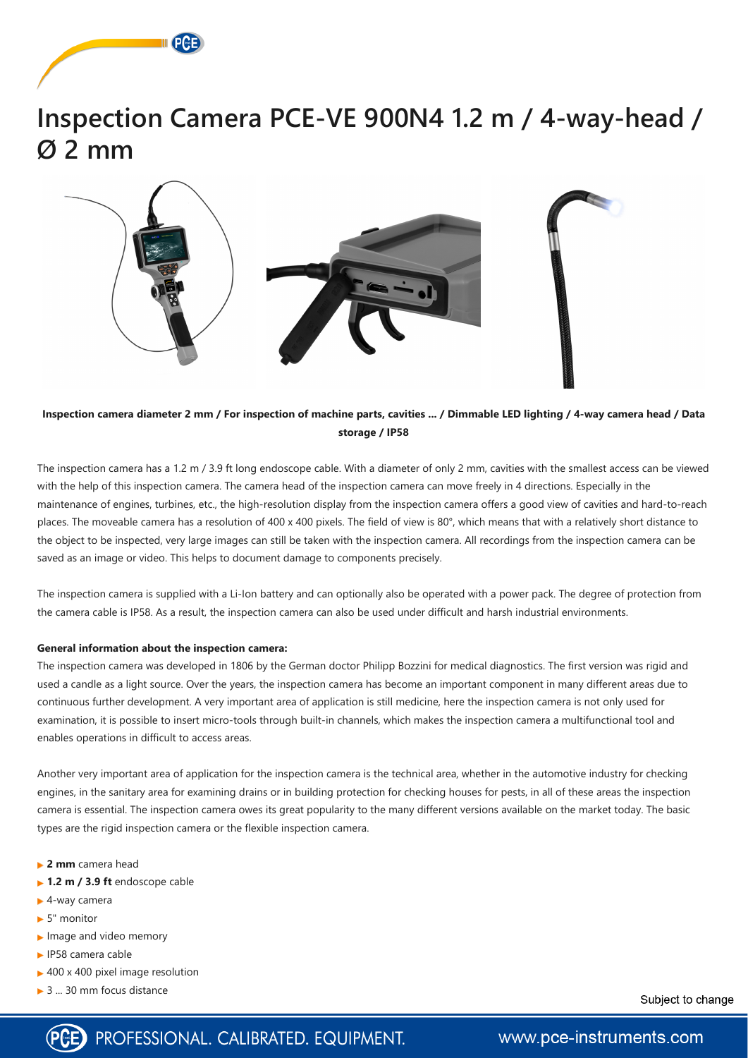# Inspection Camera PCE-VE 900N4 1.2 m / 4-way-head / Ø 2 mm

**Inspection camera diameter 2 mm / For inspection of machine parts, cavities ... / Dimmable LED lighting / 4-way camera head / Data storage / IP58**

The inspection camera has a 1.2 m / 3.9 ft long endoscope cable. With a diameter of only 2 mm, cavities with the smallest access can be viewed with the help of this inspection camera. The camera head of the inspection camera can move freely in 4 directions. Especially in the maintenance of engines, turbines, etc., the high-resolution display from the inspection camera offers a good view of cavities and hard-to-reach places. The moveable camera has a resolution of 400 x 400 pixels. The field of view is 80°, which means that with a relatively short distance to the object to be inspected, very large images can still be taken with the inspection camera. All recordings from the inspection camera can be saved as an image or video. This helps to document damage to components precisely.

The inspection camera is supplied with a Li-Ion battery and can optionally also be operated with a power pack. The degree of protection from the camera cable is IP58. As a result, the inspection camera can also be used under difficult and harsh industrial environments.

**General information about the inspection camera:**

The inspection camera was developed in 1806 by the German doctor Philipp Bozzini for medical diagnostics. The first version was rigid and used a candle as a light source. Over the years, the inspection camera has become an important component in many different areas due to continuous further development. A very important area of application is still medicine, here the inspection camera is not only used for examination, it is possible to insert micro-tools through built-in channels, which makes the inspection camera a multifunctional tool and enables operations in difficult to access areas.

Another very important area of application for the inspection camera is the technical area, whether in the automotive industry for checking engines, in the sanitary area for examining drains or in building protection for checking houses for pests, in all of these areas the inspection camera is essential. The inspection camera owes its great popularity to the many different versions available on the market today. The basic types are the rigid inspection camera or the flexible inspection camera.

- **2 mm** camera head
- **1.2 m / 3.9 ft** endoscope cable
- 4-way camera
- 5" monitor
- Image and video memory
- IP58 camera cable
- 400 x 400 pixel image resolution
- 3 ... 30 mm focus distance

Subject to change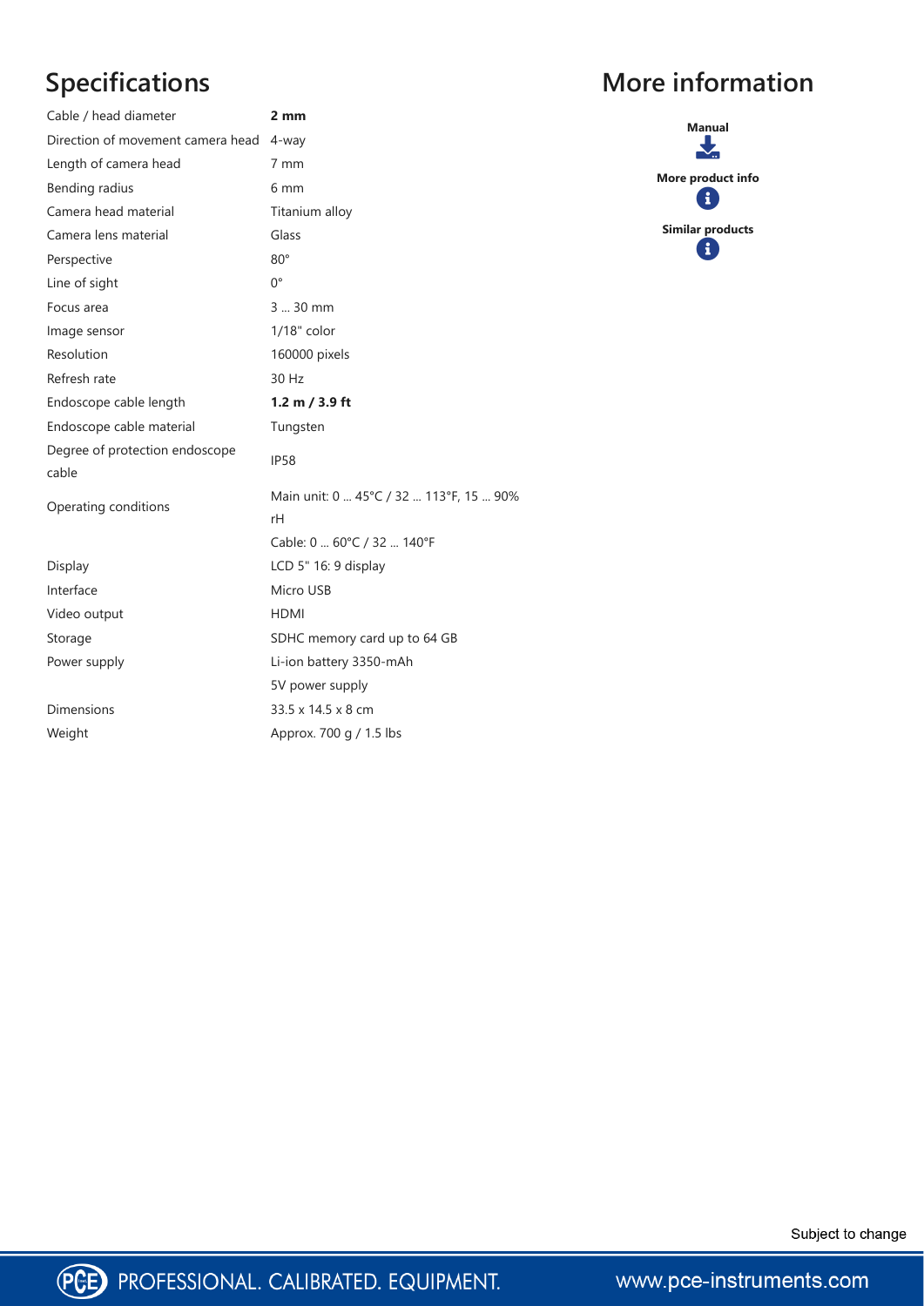## Specifications

| | |
|---|---|
| Cable / head diameter | **2 mm** |
| Direction of movement camera head | 4-way |
| Length of camera head | 7 mm |
| Bending radius | 6 mm |
| Camera head material | Titanium alloy |
| Camera lens material | Glass |
| Perspective | 80° |
| Line of sight | 0° |
| Focus area | 3 ... 30 mm |
| Image sensor | 1/18" color |
| Resolution | 160000 pixels |
| Refresh rate | 30 Hz |
| Endoscope cable length | **1.2 m / 3.9 ft** |
| Endoscope cable material | Tungsten |
| Degree of protection endoscope cable | IP58 |
| Operating conditions | Main unit: 0 ... 45°C / 32 ... 113°F, 15 ... 90% rH<br>Cable: 0 ... 60°C / 32 ... 140°F |
| Display | LCD 5" 16: 9 display |
| Interface | Micro USB |
| Video output | HDMI |
| Storage | SDHC memory card up to 64 GB |
| Power supply | Li-ion battery 3350-mAh<br>5V power supply |
| Dimensions | 33.5 x 14.5 x 8 cm |
| Weight | Approx. 700 g / 1.5 lbs |

## More information

**Manual**

**More product info**

**Similar products**

Subject to change